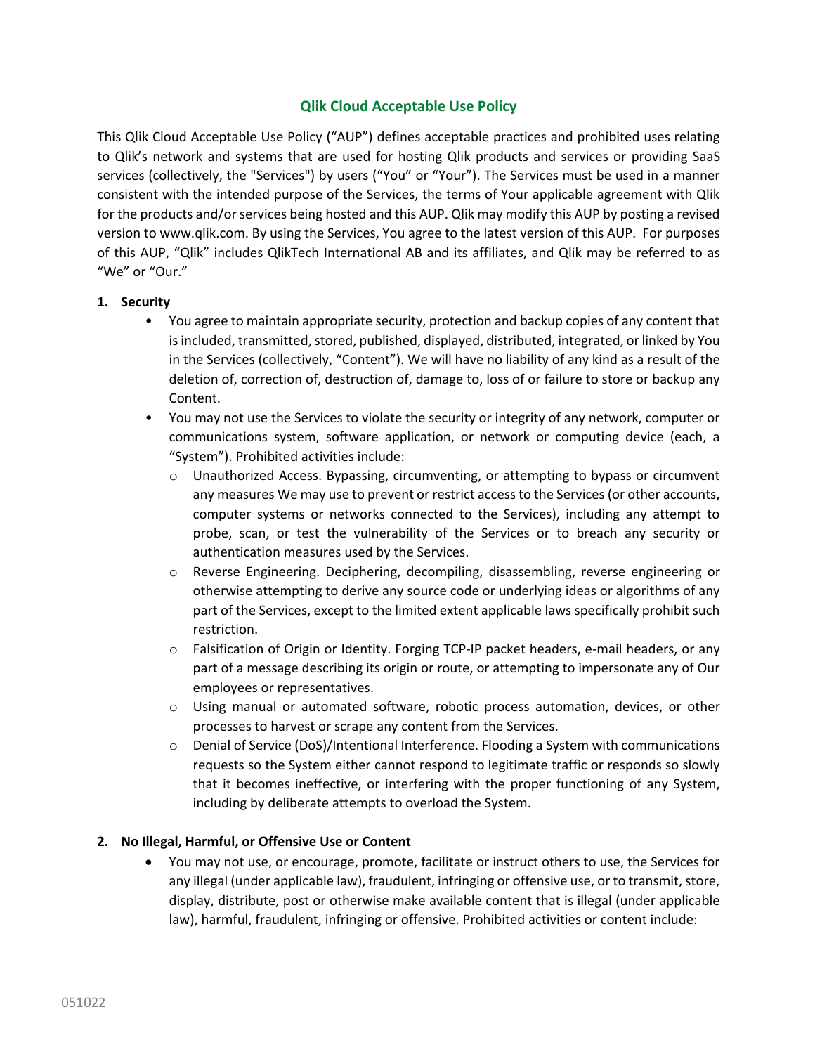# Qlik Cloud Acceptable Use Policy

This Qlik Cloud Acceptable Use Policy ("AUP") defines acceptable practices and prohibited uses relating to Qlik's network and systems that are used for hosting Qlik products and services or providing SaaS services (collectively, the "Services") by users ("You" or "Your"). The Services must be used in a manner consistent with the intended purpose of the Services, the terms of Your applicable agreement with Qlik for the products and/or services being hosted and this AUP. Qlik may modify this AUP by posting a revised version to www.qlik.com. By using the Services, You agree to the latest version of this AUP. For purposes of this AUP, "Qlik" includes QlikTech International AB and its affiliates, and Qlik may be referred to as "We" or "Our."

## 1. Security

- You agree to maintain appropriate security, protection and backup copies of any content that is included, transmitted, stored, published, displayed, distributed, integrated, or linked by You in the Services (collectively, "Content"). We will have no liability of any kind as a result of the deletion of, correction of, destruction of, damage to, loss of or failure to store or backup any Content.
- You may not use the Services to violate the security or integrity of any network, computer or communications system, software application, or network or computing device (each, a "System"). Prohibited activities include:
  - Unauthorized Access. Bypassing, circumventing, or attempting to bypass or circumvent any measures We may use to prevent or restrict access to the Services (or other accounts, computer systems or networks connected to the Services), including any attempt to probe, scan, or test the vulnerability of the Services or to breach any security or authentication measures used by the Services.
  - Reverse Engineering. Deciphering, decompiling, disassembling, reverse engineering or otherwise attempting to derive any source code or underlying ideas or algorithms of any part of the Services, except to the limited extent applicable laws specifically prohibit such restriction.
  - Falsification of Origin or Identity. Forging TCP-IP packet headers, e-mail headers, or any part of a message describing its origin or route, or attempting to impersonate any of Our employees or representatives.
  - Using manual or automated software, robotic process automation, devices, or other processes to harvest or scrape any content from the Services.
  - Denial of Service (DoS)/Intentional Interference. Flooding a System with communications requests so the System either cannot respond to legitimate traffic or responds so slowly that it becomes ineffective, or interfering with the proper functioning of any System, including by deliberate attempts to overload the System.

## 2. No Illegal, Harmful, or Offensive Use or Content

- You may not use, or encourage, promote, facilitate or instruct others to use, the Services for any illegal (under applicable law), fraudulent, infringing or offensive use, or to transmit, store, display, distribute, post or otherwise make available content that is illegal (under applicable law), harmful, fraudulent, infringing or offensive. Prohibited activities or content include: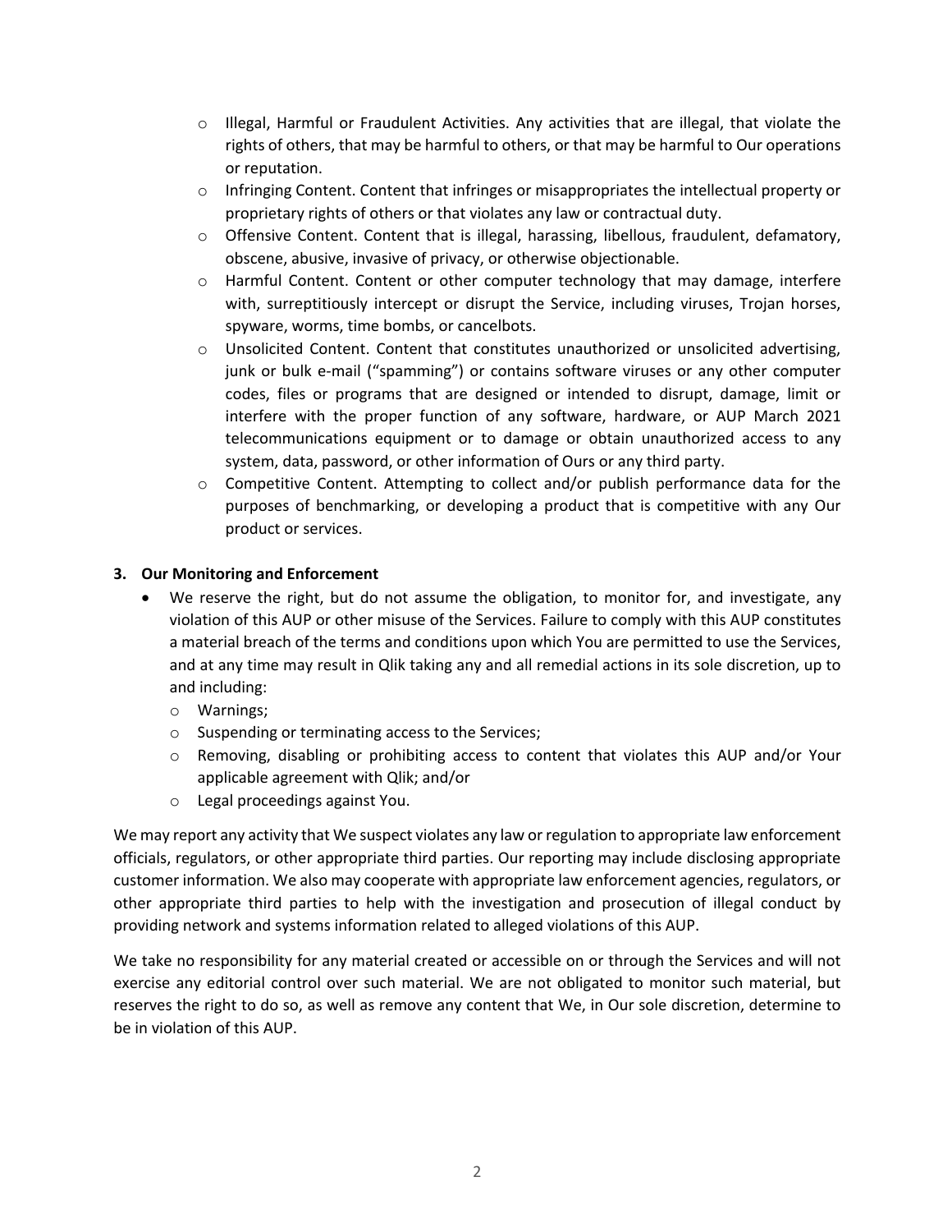- Illegal, Harmful or Fraudulent Activities. Any activities that are illegal, that violate the rights of others, that may be harmful to others, or that may be harmful to Our operations or reputation.
  - Infringing Content. Content that infringes or misappropriates the intellectual property or proprietary rights of others or that violates any law or contractual duty.
  - Offensive Content. Content that is illegal, harassing, libellous, fraudulent, defamatory, obscene, abusive, invasive of privacy, or otherwise objectionable.
  - Harmful Content. Content or other computer technology that may damage, interfere with, surreptitiously intercept or disrupt the Service, including viruses, Trojan horses, spyware, worms, time bombs, or cancelbots.
  - Unsolicited Content. Content that constitutes unauthorized or unsolicited advertising, junk or bulk e-mail ("spamming") or contains software viruses or any other computer codes, files or programs that are designed or intended to disrupt, damage, limit or interfere with the proper function of any software, hardware, or AUP March 2021 telecommunications equipment or to damage or obtain unauthorized access to any system, data, password, or other information of Ours or any third party.
  - Competitive Content. Attempting to collect and/or publish performance data for the purposes of benchmarking, or developing a product that is competitive with any Our product or services.

**3. Our Monitoring and Enforcement**

- We reserve the right, but do not assume the obligation, to monitor for, and investigate, any violation of this AUP or other misuse of the Services. Failure to comply with this AUP constitutes a material breach of the terms and conditions upon which You are permitted to use the Services, and at any time may result in Qlik taking any and all remedial actions in its sole discretion, up to and including:
  - Warnings;
  - Suspending or terminating access to the Services;
  - Removing, disabling or prohibiting access to content that violates this AUP and/or Your applicable agreement with Qlik; and/or
  - Legal proceedings against You.

We may report any activity that We suspect violates any law or regulation to appropriate law enforcement officials, regulators, or other appropriate third parties. Our reporting may include disclosing appropriate customer information. We also may cooperate with appropriate law enforcement agencies, regulators, or other appropriate third parties to help with the investigation and prosecution of illegal conduct by providing network and systems information related to alleged violations of this AUP.

We take no responsibility for any material created or accessible on or through the Services and will not exercise any editorial control over such material. We are not obligated to monitor such material, but reserves the right to do so, as well as remove any content that We, in Our sole discretion, determine to be in violation of this AUP.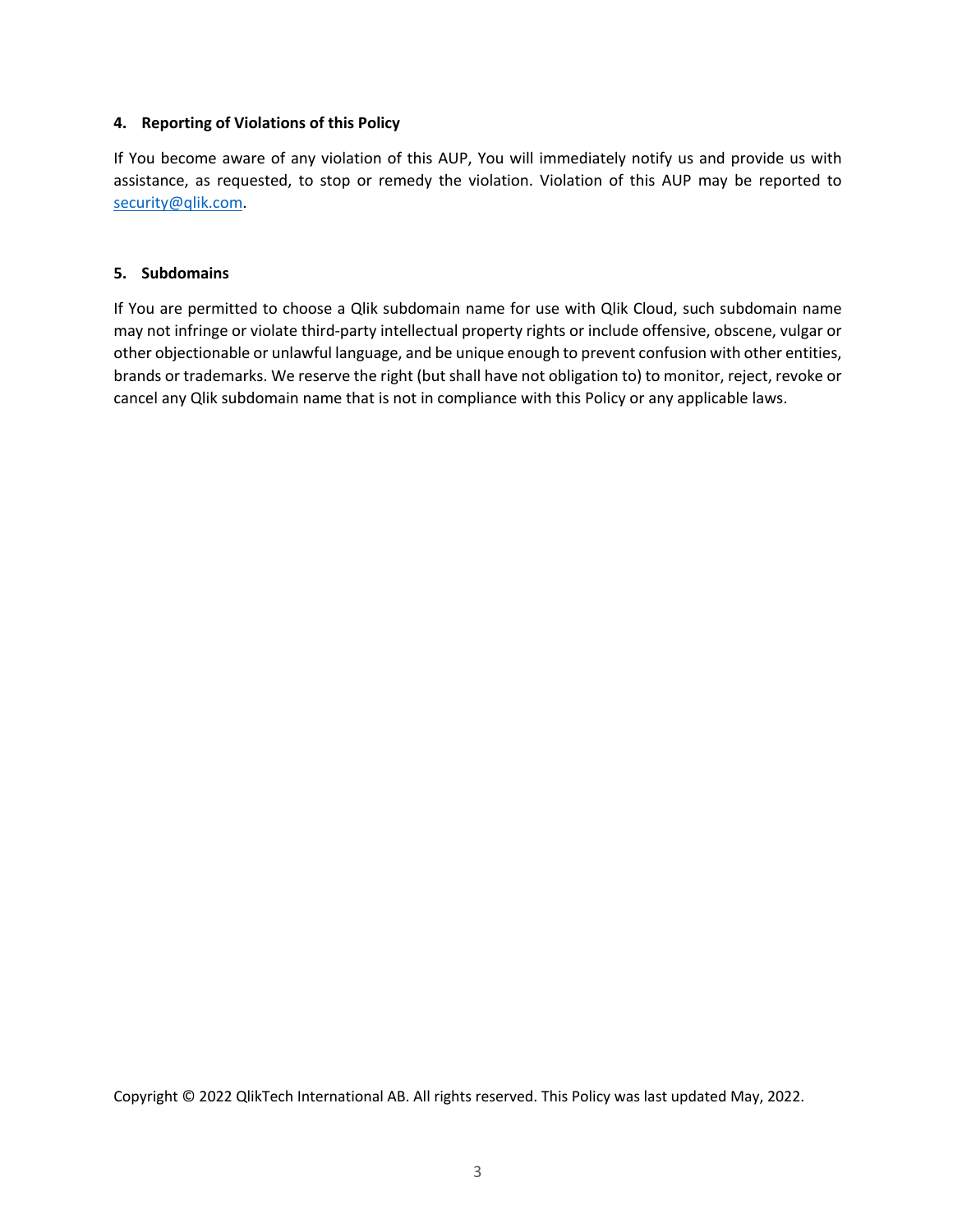## 4. Reporting of Violations of this Policy

If You become aware of any violation of this AUP, You will immediately notify us and provide us with assistance, as requested, to stop or remedy the violation. Violation of this AUP may be reported to security@qlik.com.

## 5. Subdomains

If You are permitted to choose a Qlik subdomain name for use with Qlik Cloud, such subdomain name may not infringe or violate third-party intellectual property rights or include offensive, obscene, vulgar or other objectionable or unlawful language, and be unique enough to prevent confusion with other entities, brands or trademarks. We reserve the right (but shall have not obligation to) to monitor, reject, revoke or cancel any Qlik subdomain name that is not in compliance with this Policy or any applicable laws.

Copyright © 2022 QlikTech International AB. All rights reserved. This Policy was last updated May, 2022.